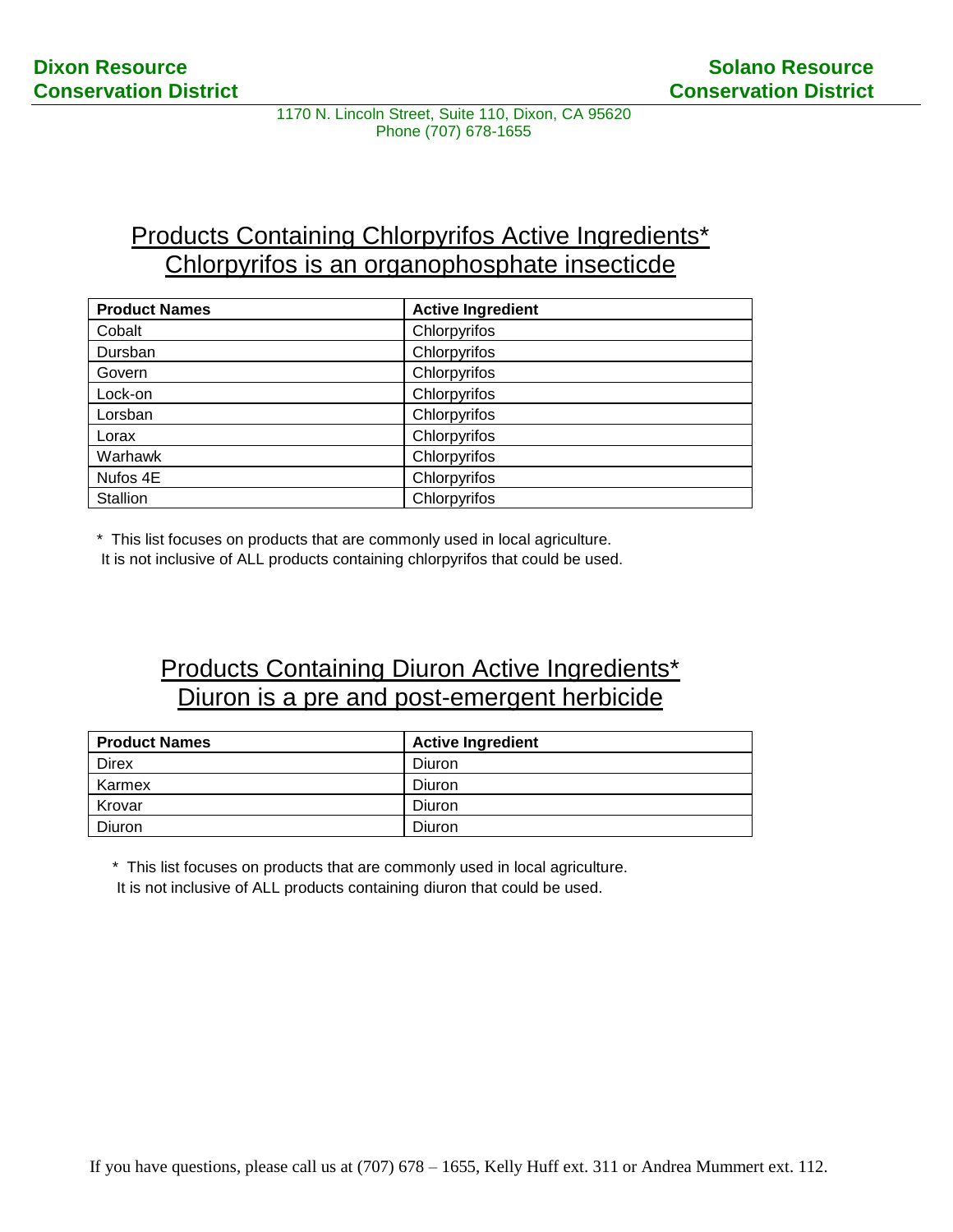**Dixon Resource Conservation District**

**Solano Resource Conservation District**

1170 N. Lincoln Street, Suite 110, Dixon, CA 95620
Phone (707) 678-1655

## Products Containing Chlorpyrifos Active Ingredients*
## Chlorpyrifos is an organophosphate insecticde

| Product Names | Active Ingredient |
|---|---|
| Cobalt | Chlorpyrifos |
| Dursban | Chlorpyrifos |
| Govern | Chlorpyrifos |
| Lock-on | Chlorpyrifos |
| Lorsban | Chlorpyrifos |
| Lorax | Chlorpyrifos |
| Warhawk | Chlorpyrifos |
| Nufos 4E | Chlorpyrifos |
| Stallion | Chlorpyrifos |

* This list focuses on products that are commonly used in local agriculture.
It is not inclusive of ALL products containing chlorpyrifos that could be used.

## Products Containing Diuron Active Ingredients*
## Diuron is a pre and post-emergent herbicide

| Product Names | Active Ingredient |
|---|---|
| Direx | Diuron |
| Karmex | Diuron |
| Krovar | Diuron |
| Diuron | Diuron |

* This list focuses on products that are commonly used in local agriculture.
It is not inclusive of ALL products containing diuron that could be used.

If you have questions, please call us at (707) 678 – 1655, Kelly Huff ext. 311 or Andrea Mummert ext. 112.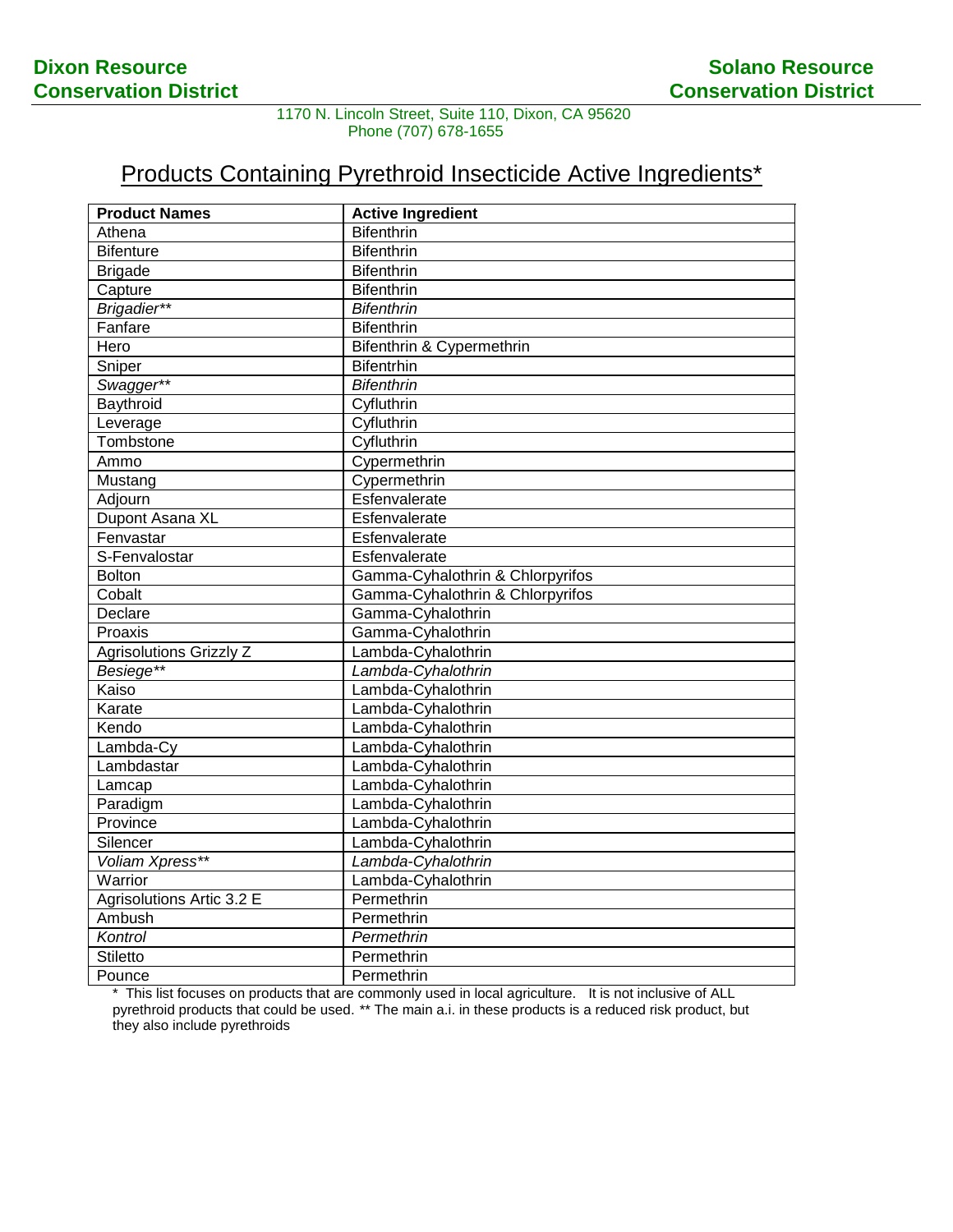**Dixon Resource Conservation District**

**Solano Resource Conservation District**

1170 N. Lincoln Street, Suite 110, Dixon, CA 95620
Phone (707) 678-1655

# Products Containing Pyrethroid Insecticide Active Ingredients*

| **Product Names** | **Active Ingredient** |
|---|---|
| Athena | Bifenthrin |
| Bifenture | Bifenthrin |
| Brigade | Bifenthrin |
| Capture | Bifenthrin |
| *Brigadier*** | *Bifenthrin* |
| Fanfare | Bifenthrin |
| Hero | Bifenthrin & Cypermethrin |
| Sniper | Bifentrhin |
| *Swagger*** | *Bifenthrin* |
| Baythroid | Cyfluthrin |
| Leverage | Cyfluthrin |
| Tombstone | Cyfluthrin |
| Ammo | Cypermethrin |
| Mustang | Cypermethrin |
| Adjourn | Esfenvalerate |
| Dupont Asana XL | Esfenvalerate |
| Fenvastar | Esfenvalerate |
| S-Fenvalostar | Esfenvalerate |
| Bolton | Gamma-Cyhalothrin & Chlorpyrifos |
| Cobalt | Gamma-Cyhalothrin & Chlorpyrifos |
| Declare | Gamma-Cyhalothrin |
| Proaxis | Gamma-Cyhalothrin |
| Agrisolutions Grizzly Z | Lambda-Cyhalothrin |
| *Besiege*** | *Lambda-Cyhalothrin* |
| Kaiso | Lambda-Cyhalothrin |
| Karate | Lambda-Cyhalothrin |
| Kendo | Lambda-Cyhalothrin |
| Lambda-Cy | Lambda-Cyhalothrin |
| Lambdastar | Lambda-Cyhalothrin |
| Lamcap | Lambda-Cyhalothrin |
| Paradigm | Lambda-Cyhalothrin |
| Province | Lambda-Cyhalothrin |
| Silencer | Lambda-Cyhalothrin |
| *Voliam Xpress*** | *Lambda-Cyhalothrin* |
| Warrior | Lambda-Cyhalothrin |
| Agrisolutions Artic 3.2 E | Permethrin |
| Ambush | Permethrin |
| *Kontrol* | *Permethrin* |
| Stiletto | Permethrin |
| Pounce | Permethrin |

* This list focuses on products that are commonly used in local agriculture. It is not inclusive of ALL pyrethroid products that could be used. ** The main a.i. in these products is a reduced risk product, but they also include pyrethroids